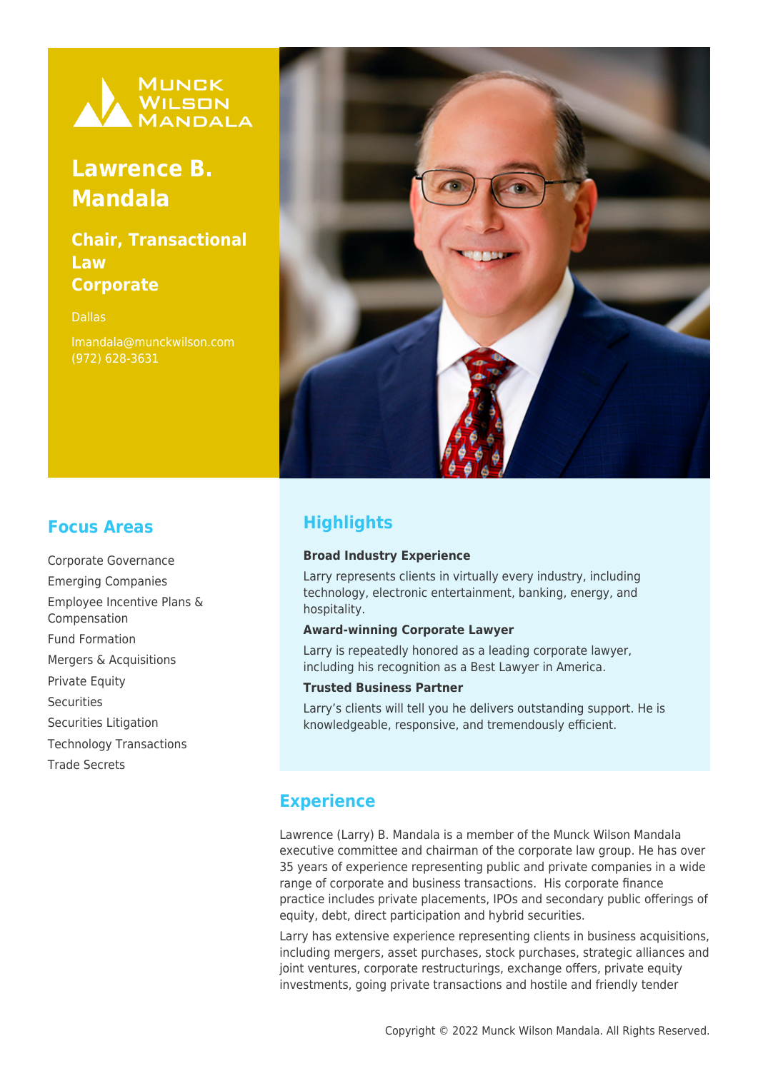Munck Wilson Mandala

# Lawrence B. Mandala

## Chair, Transactional Law
## Corporate

Dallas

lmandala@munckwilson.com
(972) 628-3631

## Focus Areas

- Corporate Governance
- Emerging Companies
- Employee Incentive Plans & Compensation
- Fund Formation
- Mergers & Acquisitions
- Private Equity
- Securities
- Securities Litigation
- Technology Transactions
- Trade Secrets

## Highlights

**Broad Industry Experience**

Larry represents clients in virtually every industry, including technology, electronic entertainment, banking, energy, and hospitality.

**Award-winning Corporate Lawyer**

Larry is repeatedly honored as a leading corporate lawyer, including his recognition as a Best Lawyer in America.

**Trusted Business Partner**

Larry's clients will tell you he delivers outstanding support. He is knowledgeable, responsive, and tremendously efficient.

## Experience

Lawrence (Larry) B. Mandala is a member of the Munck Wilson Mandala executive committee and chairman of the corporate law group. He has over 35 years of experience representing public and private companies in a wide range of corporate and business transactions. His corporate finance practice includes private placements, IPOs and secondary public offerings of equity, debt, direct participation and hybrid securities.

Larry has extensive experience representing clients in business acquisitions, including mergers, asset purchases, stock purchases, strategic alliances and joint ventures, corporate restructurings, exchange offers, private equity investments, going private transactions and hostile and friendly tender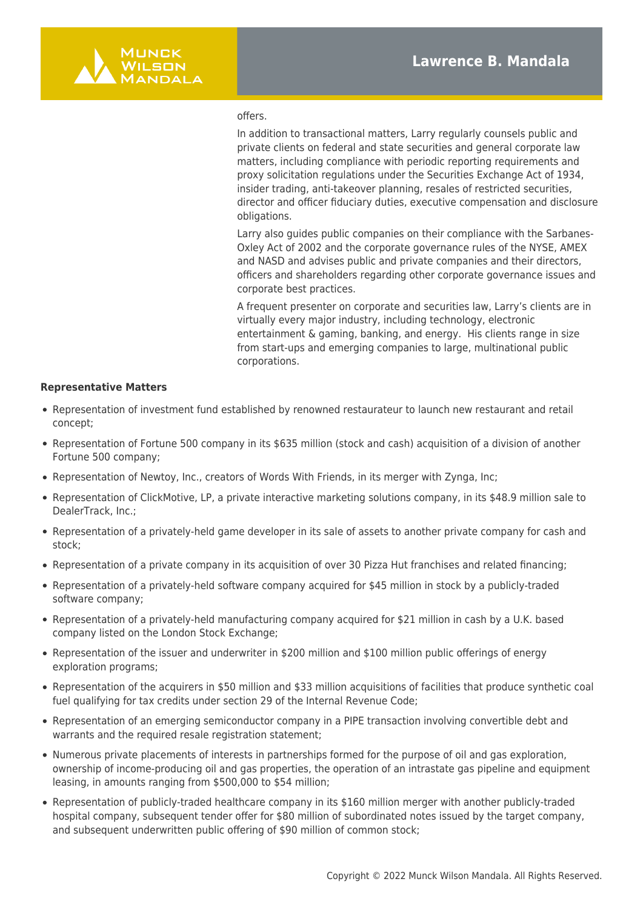offers.

In addition to transactional matters, Larry regularly counsels public and private clients on federal and state securities and general corporate law matters, including compliance with periodic reporting requirements and proxy solicitation regulations under the Securities Exchange Act of 1934, insider trading, anti-takeover planning, resales of restricted securities, director and officer fiduciary duties, executive compensation and disclosure obligations.

Larry also guides public companies on their compliance with the Sarbanes-Oxley Act of 2002 and the corporate governance rules of the NYSE, AMEX and NASD and advises public and private companies and their directors, officers and shareholders regarding other corporate governance issues and corporate best practices.

A frequent presenter on corporate and securities law, Larry's clients are in virtually every major industry, including technology, electronic entertainment & gaming, banking, and energy. His clients range in size from start-ups and emerging companies to large, multinational public corporations.

**Representative Matters**

- Representation of investment fund established by renowned restaurateur to launch new restaurant and retail concept;
- Representation of Fortune 500 company in its $635 million (stock and cash) acquisition of a division of another Fortune 500 company;
- Representation of Newtoy, Inc., creators of Words With Friends, in its merger with Zynga, Inc;
- Representation of ClickMotive, LP, a private interactive marketing solutions company, in its $48.9 million sale to DealerTrack, Inc.;
- Representation of a privately-held game developer in its sale of assets to another private company for cash and stock;
- Representation of a private company in its acquisition of over 30 Pizza Hut franchises and related financing;
- Representation of a privately-held software company acquired for $45 million in stock by a publicly-traded software company;
- Representation of a privately-held manufacturing company acquired for $21 million in cash by a U.K. based company listed on the London Stock Exchange;
- Representation of the issuer and underwriter in $200 million and $100 million public offerings of energy exploration programs;
- Representation of the acquirers in $50 million and $33 million acquisitions of facilities that produce synthetic coal fuel qualifying for tax credits under section 29 of the Internal Revenue Code;
- Representation of an emerging semiconductor company in a PIPE transaction involving convertible debt and warrants and the required resale registration statement;
- Numerous private placements of interests in partnerships formed for the purpose of oil and gas exploration, ownership of income-producing oil and gas properties, the operation of an intrastate gas pipeline and equipment leasing, in amounts ranging from $500,000 to $54 million;
- Representation of publicly-traded healthcare company in its $160 million merger with another publicly-traded hospital company, subsequent tender offer for $80 million of subordinated notes issued by the target company, and subsequent underwritten public offering of $90 million of common stock;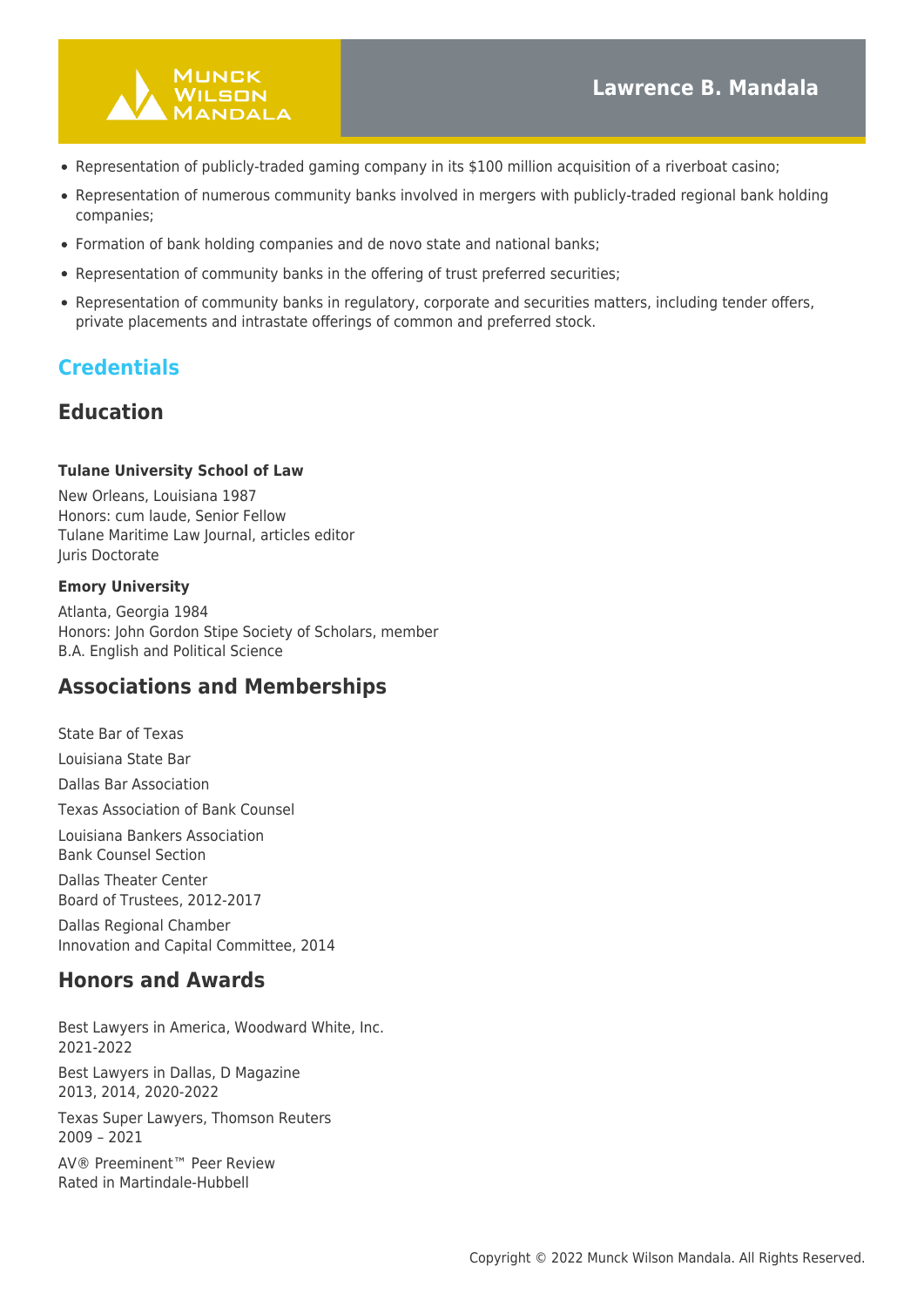- Representation of publicly-traded gaming company in its $100 million acquisition of a riverboat casino;
- Representation of numerous community banks involved in mergers with publicly-traded regional bank holding companies;
- Formation of bank holding companies and de novo state and national banks;
- Representation of community banks in the offering of trust preferred securities;
- Representation of community banks in regulatory, corporate and securities matters, including tender offers, private placements and intrastate offerings of common and preferred stock.

## Credentials

## Education

**Tulane University School of Law**

New Orleans, Louisiana 1987
Honors: cum laude, Senior Fellow
Tulane Maritime Law Journal, articles editor
Juris Doctorate

**Emory University**

Atlanta, Georgia 1984
Honors: John Gordon Stipe Society of Scholars, member
B.A. English and Political Science

## Associations and Memberships

State Bar of Texas

Louisiana State Bar

Dallas Bar Association

Texas Association of Bank Counsel

Louisiana Bankers Association
Bank Counsel Section

Dallas Theater Center
Board of Trustees, 2012-2017

Dallas Regional Chamber
Innovation and Capital Committee, 2014

## Honors and Awards

Best Lawyers in America, Woodward White, Inc.
2021-2022

Best Lawyers in Dallas, D Magazine
2013, 2014, 2020-2022

Texas Super Lawyers, Thomson Reuters
2009 – 2021

AV® Preeminent™ Peer Review
Rated in Martindale-Hubbell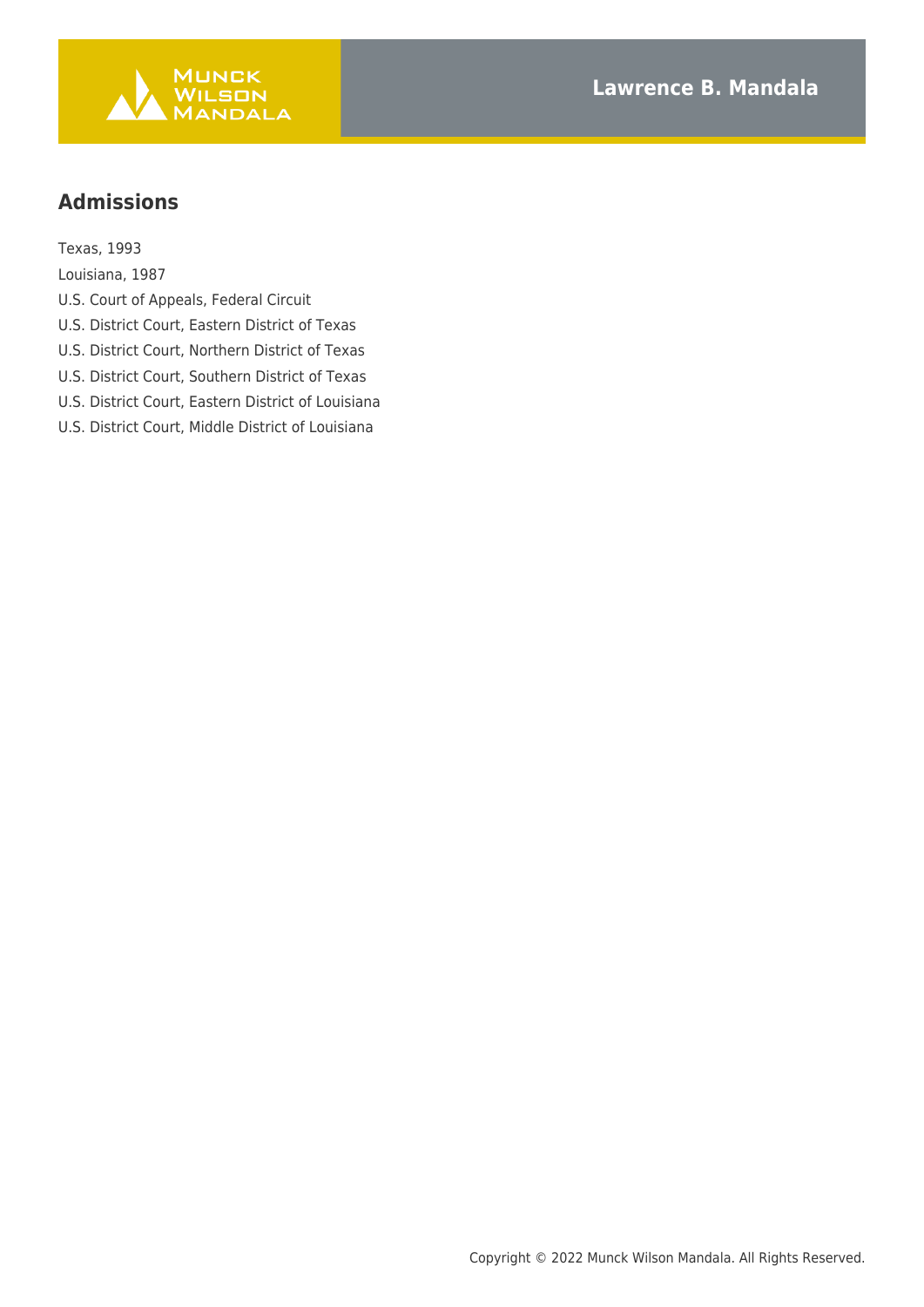## Admissions

Texas, 1993

Louisiana, 1987

U.S. Court of Appeals, Federal Circuit

U.S. District Court, Eastern District of Texas

U.S. District Court, Northern District of Texas

U.S. District Court, Southern District of Texas

U.S. District Court, Eastern District of Louisiana

U.S. District Court, Middle District of Louisiana